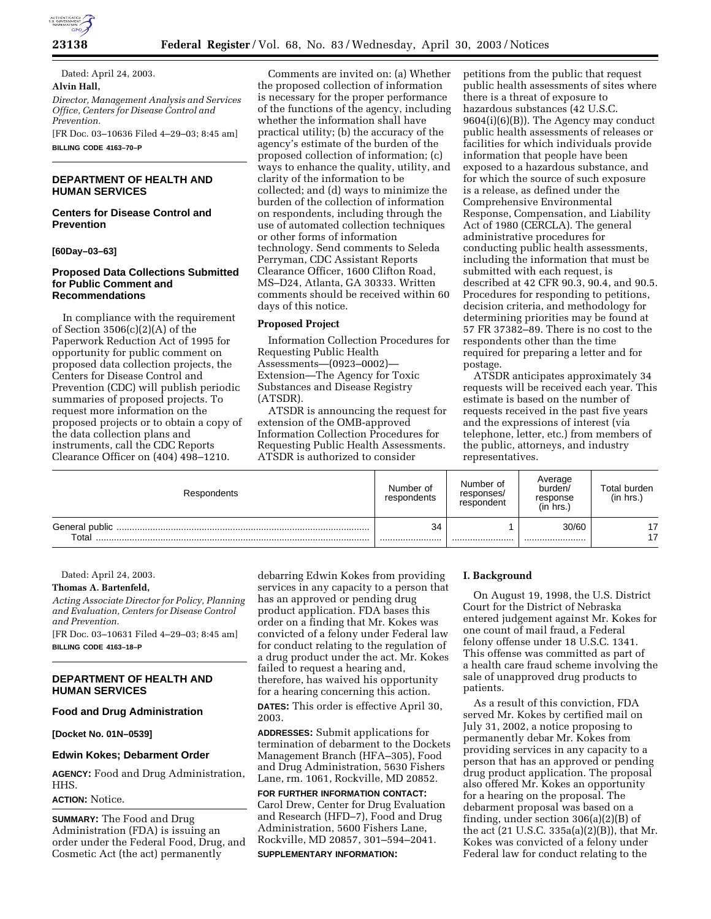Dated: April 24, 2003.

**Alvin Hall,**

*Director, Management Analysis and Services Office, Centers for Disease Control and Prevention.*

[FR Doc. 03–10636 Filed 4–29–03; 8:45 am]

**BILLING CODE 4163–70–P**

## DEPARTMENT OF HEALTH AND HUMAN SERVICES

### Centers for Disease Control and Prevention

**[60Day–03–63]**

### Proposed Data Collections Submitted for Public Comment and Recommendations

In compliance with the requirement of Section 3506(c)(2)(A) of the Paperwork Reduction Act of 1995 for opportunity for public comment on proposed data collection projects, the Centers for Disease Control and Prevention (CDC) will publish periodic summaries of proposed projects. To request more information on the proposed projects or to obtain a copy of the data collection plans and instruments, call the CDC Reports Clearance Officer on (404) 498–1210.

Comments are invited on: (a) Whether the proposed collection of information is necessary for the proper performance of the functions of the agency, including whether the information shall have practical utility; (b) the accuracy of the agency's estimate of the burden of the proposed collection of information; (c) ways to enhance the quality, utility, and clarity of the information to be collected; and (d) ways to minimize the burden of the collection of information on respondents, including through the use of automated collection techniques or other forms of information technology. Send comments to Seleda Perryman, CDC Assistant Reports Clearance Officer, 1600 Clifton Road, MS–D24, Atlanta, GA 30333. Written comments should be received within 60 days of this notice.

**Proposed Project**

Information Collection Procedures for Requesting Public Health Assessments—(0923–0002)—Extension—The Agency for Toxic Substances and Disease Registry (ATSDR).

ATSDR is announcing the request for extension of the OMB-approved Information Collection Procedures for Requesting Public Health Assessments. ATSDR is authorized to consider petitions from the public that request public health assessments of sites where there is a threat of exposure to hazardous substances (42 U.S.C. 9604(i)(6)(B)). The Agency may conduct public health assessments of releases or facilities for which individuals provide information that people have been exposed to a hazardous substance, and for which the source of such exposure is a release, as defined under the Comprehensive Environmental Response, Compensation, and Liability Act of 1980 (CERCLA). The general administrative procedures for conducting public health assessments, including the information that must be submitted with each request, is described at 42 CFR 90.3, 90.4, and 90.5. Procedures for responding to petitions, decision criteria, and methodology for determining priorities may be found at 57 FR 37382–89. There is no cost to the respondents other than the time required for preparing a letter and for postage.

ATSDR anticipates approximately 34 requests will be received each year. This estimate is based on the number of requests received in the past five years and the expressions of interest (via telephone, letter, etc.) from members of the public, attorneys, and industry representatives.

| Respondents | Number of respondents | Number of responses/ respondent | Average burden/ response (in hrs.) | Total burden (in hrs.) |
|---|---|---|---|---|
| General public | 34 | 1 | 30/60 | 17 |
| Total | | | | 17 |

Dated: April 24, 2003.

**Thomas A. Bartenfeld,**

*Acting Associate Director for Policy, Planning and Evaluation, Centers for Disease Control and Prevention.*

[FR Doc. 03–10631 Filed 4–29–03; 8:45 am]

**BILLING CODE 4163–18–P**

## DEPARTMENT OF HEALTH AND HUMAN SERVICES

### Food and Drug Administration

**[Docket No. 01N–0539]**

### Edwin Kokes; Debarment Order

**AGENCY:** Food and Drug Administration, HHS.

**ACTION:** Notice.

**SUMMARY:** The Food and Drug Administration (FDA) is issuing an order under the Federal Food, Drug, and Cosmetic Act (the act) permanently debarring Edwin Kokes from providing services in any capacity to a person that has an approved or pending drug product application. FDA bases this order on a finding that Mr. Kokes was convicted of a felony under Federal law for conduct relating to the regulation of a drug product under the act. Mr. Kokes failed to request a hearing and, therefore, has waived his opportunity for a hearing concerning this action.

**DATES:** This order is effective April 30, 2003.

**ADDRESSES:** Submit applications for termination of debarment to the Dockets Management Branch (HFA–305), Food and Drug Administration, 5630 Fishers Lane, rm. 1061, Rockville, MD 20852.

**FOR FURTHER INFORMATION CONTACT:** Carol Drew, Center for Drug Evaluation and Research (HFD–7), Food and Drug Administration, 5600 Fishers Lane, Rockville, MD 20857, 301–594–2041.

**SUPPLEMENTARY INFORMATION:**

**I. Background**

On August 19, 1998, the U.S. District Court for the District of Nebraska entered judgement against Mr. Kokes for one count of mail fraud, a Federal felony offense under 18 U.S.C. 1341. This offense was committed as part of a health care fraud scheme involving the sale of unapproved drug products to patients.

As a result of this conviction, FDA served Mr. Kokes by certified mail on July 31, 2002, a notice proposing to permanently debar Mr. Kokes from providing services in any capacity to a person that has an approved or pending drug product application. The proposal also offered Mr. Kokes an opportunity for a hearing on the proposal. The debarment proposal was based on a finding, under section 306(a)(2)(B) of the act (21 U.S.C. 335a(a)(2)(B)), that Mr. Kokes was convicted of a felony under Federal law for conduct relating to the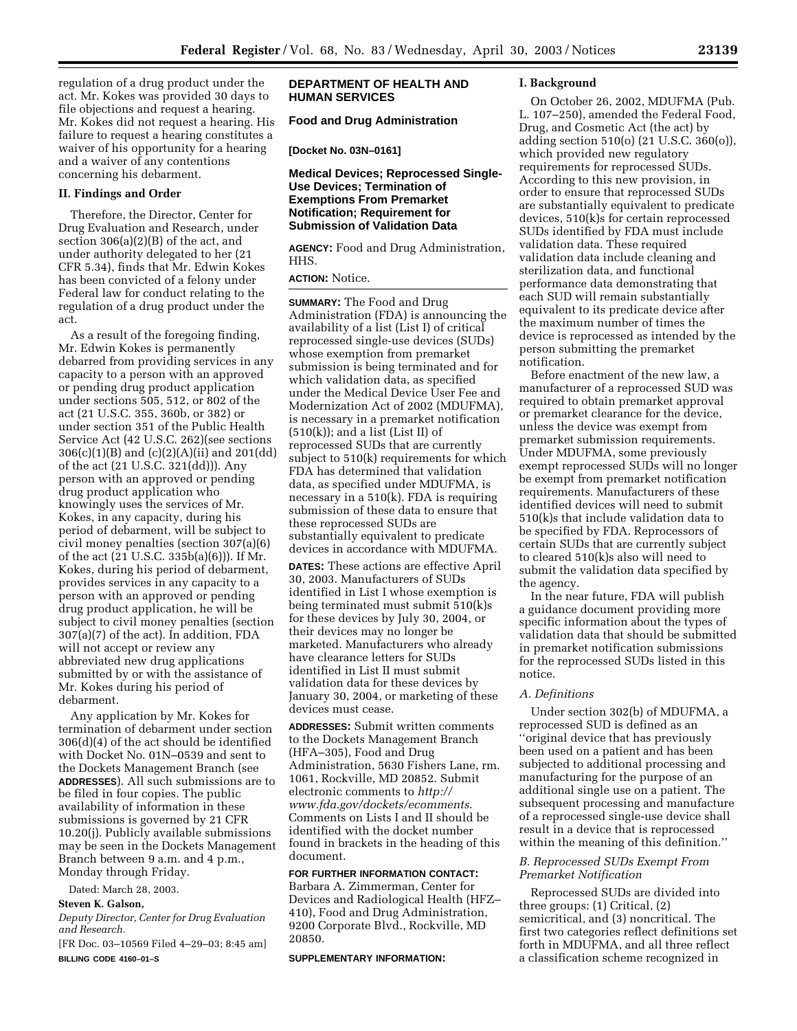regulation of a drug product under the act. Mr. Kokes was provided 30 days to file objections and request a hearing. Mr. Kokes did not request a hearing. His failure to request a hearing constitutes a waiver of his opportunity for a hearing and a waiver of any contentions concerning his debarment.

## II. Findings and Order

Therefore, the Director, Center for Drug Evaluation and Research, under section 306(a)(2)(B) of the act, and under authority delegated to her (21 CFR 5.34), finds that Mr. Edwin Kokes has been convicted of a felony under Federal law for conduct relating to the regulation of a drug product under the act.

As a result of the foregoing finding, Mr. Edwin Kokes is permanently debarred from providing services in any capacity to a person with an approved or pending drug product application under sections 505, 512, or 802 of the act (21 U.S.C. 355, 360b, or 382) or under section 351 of the Public Health Service Act (42 U.S.C. 262)(see sections 306(c)(1)(B) and (c)(2)(A)(ii) and 201(dd) of the act (21 U.S.C. 321(dd))). Any person with an approved or pending drug product application who knowingly uses the services of Mr. Kokes, in any capacity, during his period of debarment, will be subject to civil money penalties (section 307(a)(6) of the act (21 U.S.C. 335b(a)(6))). If Mr. Kokes, during his period of debarment, provides services in any capacity to a person with an approved or pending drug product application, he will be subject to civil money penalties (section 307(a)(7) of the act). In addition, FDA will not accept or review any abbreviated new drug applications submitted by or with the assistance of Mr. Kokes during his period of debarment.

Any application by Mr. Kokes for termination of debarment under section 306(d)(4) of the act should be identified with Docket No. 01N–0539 and sent to the Dockets Management Branch (see **ADDRESSES**). All such submissions are to be filed in four copies. The public availability of information in these submissions is governed by 21 CFR 10.20(j). Publicly available submissions may be seen in the Dockets Management Branch between 9 a.m. and 4 p.m., Monday through Friday.

Dated: March 28, 2003.

**Steven K. Galson,**

*Deputy Director, Center for Drug Evaluation and Research.*

[FR Doc. 03–10569 Filed 4–29–03; 8:45 am]

**BILLING CODE 4160–01–S**

## DEPARTMENT OF HEALTH AND HUMAN SERVICES

### Food and Drug Administration

**[Docket No. 03N–0161]**

### Medical Devices; Reprocessed Single-Use Devices; Termination of Exemptions From Premarket Notification; Requirement for Submission of Validation Data

**AGENCY:** Food and Drug Administration, HHS.

**ACTION:** Notice.

**SUMMARY:** The Food and Drug Administration (FDA) is announcing the availability of a list (List I) of critical reprocessed single-use devices (SUDs) whose exemption from premarket submission is being terminated and for which validation data, as specified under the Medical Device User Fee and Modernization Act of 2002 (MDUFMA), is necessary in a premarket notification (510(k)); and a list (List II) of reprocessed SUDs that are currently subject to 510(k) requirements for which FDA has determined that validation data, as specified under MDUFMA, is necessary in a 510(k). FDA is requiring submission of these data to ensure that these reprocessed SUDs are substantially equivalent to predicate devices in accordance with MDUFMA.

**DATES:** These actions are effective April 30, 2003. Manufacturers of SUDs identified in List I whose exemption is being terminated must submit 510(k)s for these devices by July 30, 2004, or their devices may no longer be marketed. Manufacturers who already have clearance letters for SUDs identified in List II must submit validation data for these devices by January 30, 2004, or marketing of these devices must cease.

**ADDRESSES:** Submit written comments to the Dockets Management Branch (HFA–305), Food and Drug Administration, 5630 Fishers Lane, rm. 1061, Rockville, MD 20852. Submit electronic comments to *http://www.fda.gov/dockets/ecomments*. Comments on Lists I and II should be identified with the docket number found in brackets in the heading of this document.

**FOR FURTHER INFORMATION CONTACT:** Barbara A. Zimmerman, Center for Devices and Radiological Health (HFZ–410), Food and Drug Administration, 9200 Corporate Blvd., Rockville, MD 20850.

**SUPPLEMENTARY INFORMATION:**

## I. Background

On October 26, 2002, MDUFMA (Pub. L. 107–250), amended the Federal Food, Drug, and Cosmetic Act (the act) by adding section 510(o) (21 U.S.C. 360(o)), which provided new regulatory requirements for reprocessed SUDs. According to this new provision, in order to ensure that reprocessed SUDs are substantially equivalent to predicate devices, 510(k)s for certain reprocessed SUDs identified by FDA must include validation data. These required validation data include cleaning and sterilization data, and functional performance data demonstrating that each SUD will remain substantially equivalent to its predicate device after the maximum number of times the device is reprocessed as intended by the person submitting the premarket notification.

Before enactment of the new law, a manufacturer of a reprocessed SUD was required to obtain premarket approval or premarket clearance for the device, unless the device was exempt from premarket submission requirements. Under MDUFMA, some previously exempt reprocessed SUDs will no longer be exempt from premarket notification requirements. Manufacturers of these identified devices will need to submit 510(k)s that include validation data to be specified by FDA. Reprocessors of certain SUDs that are currently subject to cleared 510(k)s also will need to submit the validation data specified by the agency.

In the near future, FDA will publish a guidance document providing more specific information about the types of validation data that should be submitted in premarket notification submissions for the reprocessed SUDs listed in this notice.

### *A. Definitions*

Under section 302(b) of MDUFMA, a reprocessed SUD is defined as an ''original device that has previously been used on a patient and has been subjected to additional processing and manufacturing for the purpose of an additional single use on a patient. The subsequent processing and manufacture of a reprocessed single-use device shall result in a device that is reprocessed within the meaning of this definition.''

### *B. Reprocessed SUDs Exempt From Premarket Notification*

Reprocessed SUDs are divided into three groups: (1) Critical, (2) semicritical, and (3) noncritical. The first two categories reflect definitions set forth in MDUFMA, and all three reflect a classification scheme recognized in